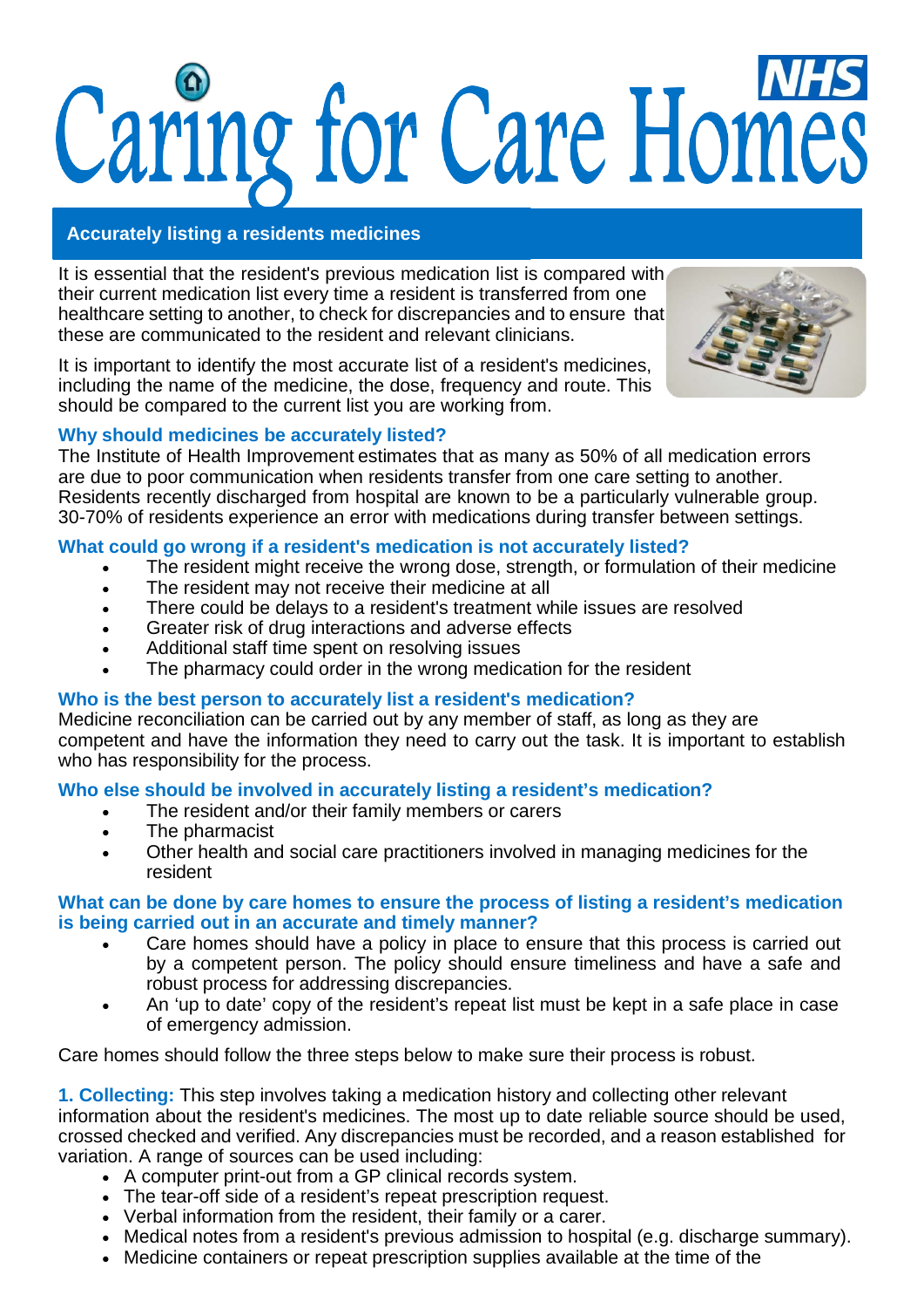# Caring for Care Homes

## Accurately listing a residents medicines

It is essential that the resident's previous medication list is compared with their current medication list every time a resident is transferred from one healthcare setting to another, to check for discrepancies and to ensure that these are communicated to the resident and relevant clinicians.

It is important to identify the most accurate list of a resident's medicines, including the name of the medicine, the dose, frequency and route. This should be compared to the current list you are working from.

### Why should medicines be accurately listed?

The Institute of Health Improvement estimates that as many as 50% of all medication errors are due to poor communication when residents transfer from one care setting to another. Residents recently discharged from hospital are known to be a particularly vulnerable group. 30-70% of residents experience an error with medications during transfer between settings.

### What could go wrong if a resident's medication is not accurately listed?

- The resident might receive the wrong dose, strength, or formulation of their medicine
- The resident may not receive their medicine at all
- There could be delays to a resident's treatment while issues are resolved
- Greater risk of drug interactions and adverse effects
- Additional staff time spent on resolving issues
- The pharmacy could order in the wrong medication for the resident

### Who is the best person to accurately list a resident's medication?

Medicine reconciliation can be carried out by any member of staff, as long as they are competent and have the information they need to carry out the task. It is important to establish who has responsibility for the process.

### Who else should be involved in accurately listing a resident's medication?

- The resident and/or their family members or carers
- The pharmacist
- Other health and social care practitioners involved in managing medicines for the resident

### What can be done by care homes to ensure the process of listing a resident's medication is being carried out in an accurate and timely manner?

- Care homes should have a policy in place to ensure that this process is carried out by a competent person. The policy should ensure timeliness and have a safe and robust process for addressing discrepancies.
- An 'up to date' copy of the resident's repeat list must be kept in a safe place in case of emergency admission.

Care homes should follow the three steps below to make sure their process is robust.

**1. Collecting:** This step involves taking a medication history and collecting other relevant information about the resident's medicines. The most up to date reliable source should be used, crossed checked and verified. Any discrepancies must be recorded, and a reason established for variation. A range of sources can be used including:

- A computer print-out from a GP clinical records system.
- The tear-off side of a resident's repeat prescription request.
- Verbal information from the resident, their family or a carer.
- Medical notes from a resident's previous admission to hospital (e.g. discharge summary).
- Medicine containers or repeat prescription supplies available at the time of the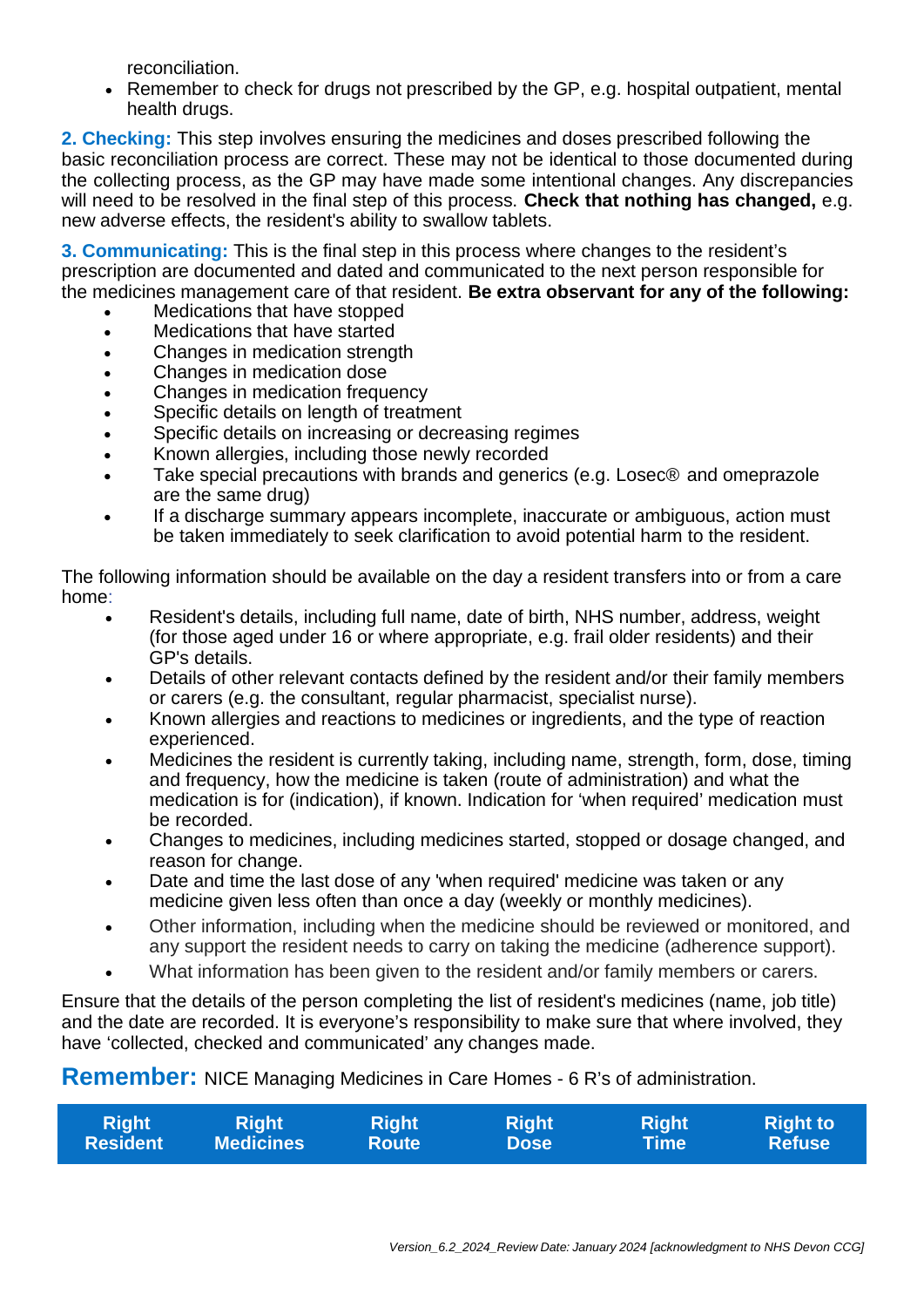reconciliation.

- Remember to check for drugs not prescribed by the GP, e.g. hospital outpatient, mental health drugs.

**2. Checking:** This step involves ensuring the medicines and doses prescribed following the basic reconciliation process are correct. These may not be identical to those documented during the collecting process, as the GP may have made some intentional changes. Any discrepancies will need to be resolved in the final step of this process. **Check that nothing has changed,** e.g. new adverse effects, the resident's ability to swallow tablets.

**3. Communicating:** This is the final step in this process where changes to the resident's prescription are documented and dated and communicated to the next person responsible for the medicines management care of that resident. **Be extra observant for any of the following:**

- Medications that have stopped
- Medications that have started
- Changes in medication strength
- Changes in medication dose
- Changes in medication frequency
- Specific details on length of treatment
- Specific details on increasing or decreasing regimes
- Known allergies, including those newly recorded
- Take special precautions with brands and generics (e.g. Losec® and omeprazole are the same drug)
- If a discharge summary appears incomplete, inaccurate or ambiguous, action must be taken immediately to seek clarification to avoid potential harm to the resident.

The following information should be available on the day a resident transfers into or from a care home:

- Resident's details, including full name, date of birth, NHS number, address, weight (for those aged under 16 or where appropriate, e.g. frail older residents) and their GP's details.
- Details of other relevant contacts defined by the resident and/or their family members or carers (e.g. the consultant, regular pharmacist, specialist nurse).
- Known allergies and reactions to medicines or ingredients, and the type of reaction experienced.
- Medicines the resident is currently taking, including name, strength, form, dose, timing and frequency, how the medicine is taken (route of administration) and what the medication is for (indication), if known. Indication for 'when required' medication must be recorded.
- Changes to medicines, including medicines started, stopped or dosage changed, and reason for change.
- Date and time the last dose of any 'when required' medicine was taken or any medicine given less often than once a day (weekly or monthly medicines).
- Other information, including when the medicine should be reviewed or monitored, and any support the resident needs to carry on taking the medicine (adherence support).
- What information has been given to the resident and/or family members or carers.

Ensure that the details of the person completing the list of resident's medicines (name, job title) and the date are recorded. It is everyone's responsibility to make sure that where involved, they have 'collected, checked and communicated' any changes made.

**Remember:** NICE Managing Medicines in Care Homes - 6 R's of administration.

| Right Resident | Right Medicines | Right Route | Right Dose | Right Time | Right to Refuse |
|---|---|---|---|---|---|

*Version_6.2_2024_Review Date: January 2024 [acknowledgment to NHS Devon CCG]*